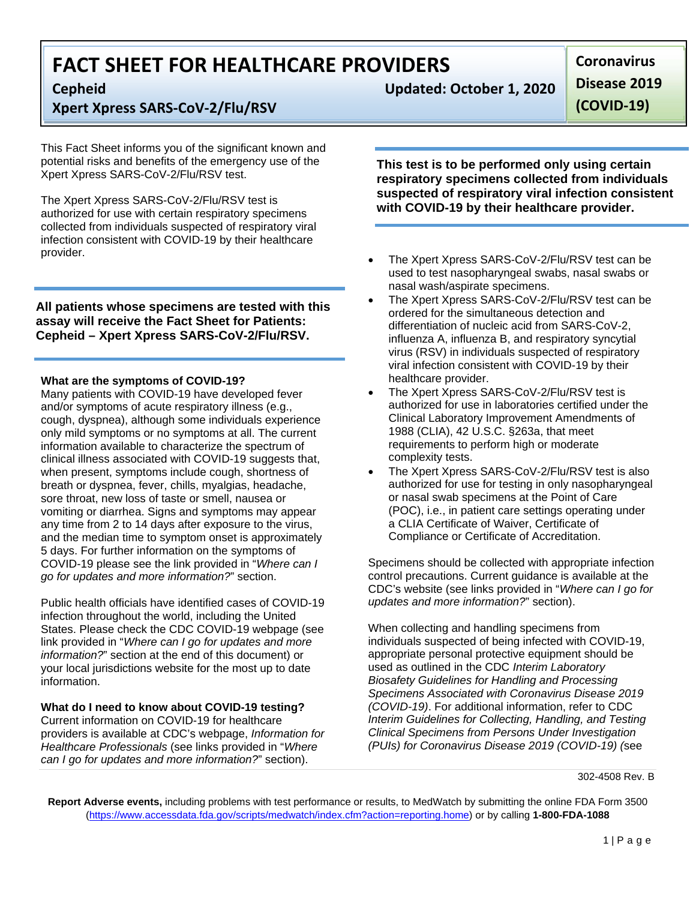# FACT SHEET FOR HEALTHCARE PROVIDERS

**Cepheid**

**Xpert Xpress SARS-CoV-2/Flu/RSV**

**Updated: October 1, 2020**

**Coronavirus Disease 2019 (COVID-19)**

This Fact Sheet informs you of the significant known and potential risks and benefits of the emergency use of the Xpert Xpress SARS-CoV-2/Flu/RSV test.

The Xpert Xpress SARS-CoV-2/Flu/RSV test is authorized for use with certain respiratory specimens collected from individuals suspected of respiratory viral infection consistent with COVID-19 by their healthcare provider.

**All patients whose specimens are tested with this assay will receive the Fact Sheet for Patients: Cepheid – Xpert Xpress SARS-CoV-2/Flu/RSV.**

**What are the symptoms of COVID-19?**

Many patients with COVID-19 have developed fever and/or symptoms of acute respiratory illness (e.g., cough, dyspnea), although some individuals experience only mild symptoms or no symptoms at all. The current information available to characterize the spectrum of clinical illness associated with COVID-19 suggests that, when present, symptoms include cough, shortness of breath or dyspnea, fever, chills, myalgias, headache, sore throat, new loss of taste or smell, nausea or vomiting or diarrhea. Signs and symptoms may appear any time from 2 to 14 days after exposure to the virus, and the median time to symptom onset is approximately 5 days. For further information on the symptoms of COVID-19 please see the link provided in "*Where can I go for updates and more information?*" section.

Public health officials have identified cases of COVID-19 infection throughout the world, including the United States. Please check the CDC COVID-19 webpage (see link provided in "*Where can I go for updates and more information?*" section at the end of this document) or your local jurisdictions website for the most up to date information.

**What do I need to know about COVID-19 testing?**

Current information on COVID-19 for healthcare providers is available at CDC's webpage, *Information for Healthcare Professionals* (see links provided in "*Where can I go for updates and more information?*" section).

**This test is to be performed only using certain respiratory specimens collected from individuals suspected of respiratory viral infection consistent with COVID-19 by their healthcare provider.**

- The Xpert Xpress SARS-CoV-2/Flu/RSV test can be used to test nasopharyngeal swabs, nasal swabs or nasal wash/aspirate specimens.
- The Xpert Xpress SARS-CoV-2/Flu/RSV test can be ordered for the simultaneous detection and differentiation of nucleic acid from SARS-CoV-2, influenza A, influenza B, and respiratory syncytial virus (RSV) in individuals suspected of respiratory viral infection consistent with COVID-19 by their healthcare provider.
- The Xpert Xpress SARS-CoV-2/Flu/RSV test is authorized for use in laboratories certified under the Clinical Laboratory Improvement Amendments of 1988 (CLIA), 42 U.S.C. §263a, that meet requirements to perform high or moderate complexity tests.
- The Xpert Xpress SARS-CoV-2/Flu/RSV test is also authorized for use for testing in only nasopharyngeal or nasal swab specimens at the Point of Care (POC), i.e., in patient care settings operating under a CLIA Certificate of Waiver, Certificate of Compliance or Certificate of Accreditation.

Specimens should be collected with appropriate infection control precautions. Current guidance is available at the CDC's website (see links provided in "*Where can I go for updates and more information?*" section).

When collecting and handling specimens from individuals suspected of being infected with COVID-19, appropriate personal protective equipment should be used as outlined in the CDC *Interim Laboratory Biosafety Guidelines for Handling and Processing Specimens Associated with Coronavirus Disease 2019 (COVID-19)*. For additional information, refer to CDC *Interim Guidelines for Collecting, Handling, and Testing Clinical Specimens from Persons Under Investigation (PUIs) for Coronavirus Disease 2019 (COVID-19) (*see

302-4508 Rev. B

**Report Adverse events,** including problems with test performance or results, to MedWatch by submitting the online FDA Form 3500 (https://www.accessdata.fda.gov/scripts/medwatch/index.cfm?action=reporting.home) or by calling **1-800-FDA-1088**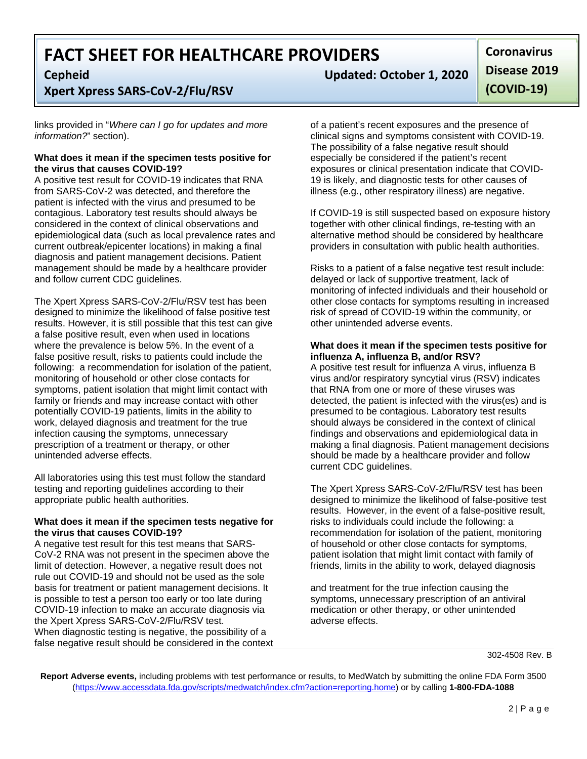links provided in "*Where can I go for updates and more information?*" section).

**What does it mean if the specimen tests positive for the virus that causes COVID-19?**

A positive test result for COVID-19 indicates that RNA from SARS-CoV-2 was detected, and therefore the patient is infected with the virus and presumed to be contagious. Laboratory test results should always be considered in the context of clinical observations and epidemiological data (such as local prevalence rates and current outbreak/epicenter locations) in making a final diagnosis and patient management decisions. Patient management should be made by a healthcare provider and follow current CDC guidelines.

The Xpert Xpress SARS-CoV-2/Flu/RSV test has been designed to minimize the likelihood of false positive test results. However, it is still possible that this test can give a false positive result, even when used in locations where the prevalence is below 5%. In the event of a false positive result, risks to patients could include the following: a recommendation for isolation of the patient, monitoring of household or other close contacts for symptoms, patient isolation that might limit contact with family or friends and may increase contact with other potentially COVID-19 patients, limits in the ability to work, delayed diagnosis and treatment for the true infection causing the symptoms, unnecessary prescription of a treatment or therapy, or other unintended adverse effects.

All laboratories using this test must follow the standard testing and reporting guidelines according to their appropriate public health authorities.

**What does it mean if the specimen tests negative for the virus that causes COVID-19?**

A negative test result for this test means that SARS-CoV-2 RNA was not present in the specimen above the limit of detection. However, a negative result does not rule out COVID-19 and should not be used as the sole basis for treatment or patient management decisions. It is possible to test a person too early or too late during COVID-19 infection to make an accurate diagnosis via the Xpert Xpress SARS-CoV-2/Flu/RSV test.
When diagnostic testing is negative, the possibility of a false negative result should be considered in the context of a patient's recent exposures and the presence of clinical signs and symptoms consistent with COVID-19. The possibility of a false negative result should especially be considered if the patient's recent exposures or clinical presentation indicate that COVID-19 is likely, and diagnostic tests for other causes of illness (e.g., other respiratory illness) are negative.

If COVID-19 is still suspected based on exposure history together with other clinical findings, re-testing with an alternative method should be considered by healthcare providers in consultation with public health authorities.

Risks to a patient of a false negative test result include: delayed or lack of supportive treatment, lack of monitoring of infected individuals and their household or other close contacts for symptoms resulting in increased risk of spread of COVID-19 within the community, or other unintended adverse events.

**What does it mean if the specimen tests positive for influenza A, influenza B, and/or RSV?**

A positive test result for influenza A virus, influenza B virus and/or respiratory syncytial virus (RSV) indicates that RNA from one or more of these viruses was detected, the patient is infected with the virus(es) and is presumed to be contagious. Laboratory test results should always be considered in the context of clinical findings and observations and epidemiological data in making a final diagnosis. Patient management decisions should be made by a healthcare provider and follow current CDC guidelines.

The Xpert Xpress SARS-CoV-2/Flu/RSV test has been designed to minimize the likelihood of false-positive test results. However, in the event of a false-positive result, risks to individuals could include the following: a recommendation for isolation of the patient, monitoring of household or other close contacts for symptoms, patient isolation that might limit contact with family of friends, limits in the ability to work, delayed diagnosis and treatment for the true infection causing the symptoms, unnecessary prescription of an antiviral medication or other therapy, or other unintended adverse effects.

302-4508 Rev. B

**Report Adverse events,** including problems with test performance or results, to MedWatch by submitting the online FDA Form 3500 (https://www.accessdata.fda.gov/scripts/medwatch/index.cfm?action=reporting.home) or by calling **1-800-FDA-1088**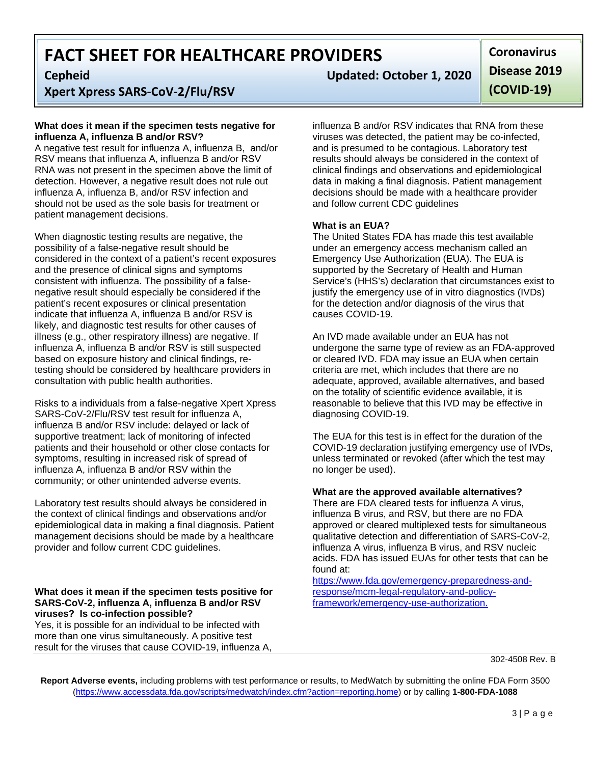### What does it mean if the specimen tests negative for influenza A, influenza B and/or RSV?

A negative test result for influenza A, influenza B, and/or RSV means that influenza A, influenza B and/or RSV RNA was not present in the specimen above the limit of detection. However, a negative result does not rule out influenza A, influenza B, and/or RSV infection and should not be used as the sole basis for treatment or patient management decisions.

When diagnostic testing results are negative, the possibility of a false-negative result should be considered in the context of a patient's recent exposures and the presence of clinical signs and symptoms consistent with influenza. The possibility of a false-negative result should especially be considered if the patient's recent exposures or clinical presentation indicate that influenza A, influenza B and/or RSV is likely, and diagnostic test results for other causes of illness (e.g., other respiratory illness) are negative. If influenza A, influenza B and/or RSV is still suspected based on exposure history and clinical findings, re-testing should be considered by healthcare providers in consultation with public health authorities.

Risks to a individuals from a false-negative Xpert Xpress SARS-CoV-2/Flu/RSV test result for influenza A, influenza B and/or RSV include: delayed or lack of supportive treatment; lack of monitoring of infected patients and their household or other close contacts for symptoms, resulting in increased risk of spread of influenza A, influenza B and/or RSV within the community; or other unintended adverse events.

Laboratory test results should always be considered in the context of clinical findings and observations and/or epidemiological data in making a final diagnosis. Patient management decisions should be made by a healthcare provider and follow current CDC guidelines.

### What does it mean if the specimen tests positive for SARS-CoV-2, influenza A, influenza B and/or RSV viruses? Is co-infection possible?

Yes, it is possible for an individual to be infected with more than one virus simultaneously. A positive test result for the viruses that cause COVID-19, influenza A, influenza B and/or RSV indicates that RNA from these viruses was detected, the patient may be co-infected, and is presumed to be contagious. Laboratory test results should always be considered in the context of clinical findings and observations and epidemiological data in making a final diagnosis. Patient management decisions should be made with a healthcare provider and follow current CDC guidelines

### What is an EUA?

The United States FDA has made this test available under an emergency access mechanism called an Emergency Use Authorization (EUA). The EUA is supported by the Secretary of Health and Human Service's (HHS's) declaration that circumstances exist to justify the emergency use of in vitro diagnostics (IVDs) for the detection and/or diagnosis of the virus that causes COVID-19.

An IVD made available under an EUA has not undergone the same type of review as an FDA-approved or cleared IVD. FDA may issue an EUA when certain criteria are met, which includes that there are no adequate, approved, available alternatives, and based on the totality of scientific evidence available, it is reasonable to believe that this IVD may be effective in diagnosing COVID-19.

The EUA for this test is in effect for the duration of the COVID-19 declaration justifying emergency use of IVDs, unless terminated or revoked (after which the test may no longer be used).

### What are the approved available alternatives?

There are FDA cleared tests for influenza A virus, influenza B virus, and RSV, but there are no FDA approved or cleared multiplexed tests for simultaneous qualitative detection and differentiation of SARS-CoV-2, influenza A virus, influenza B virus, and RSV nucleic acids. FDA has issued EUAs for other tests that can be found at: [https://www.fda.gov/emergency-preparedness-and-response/mcm-legal-regulatory-and-policy-framework/emergency-use-authorization.](https://www.fda.gov/emergency-preparedness-and-response/mcm-legal-regulatory-and-policy-framework/emergency-use-authorization)

302-4508 Rev. B

**Report Adverse events,** including problems with test performance or results, to MedWatch by submitting the online FDA Form 3500 ([https://www.accessdata.fda.gov/scripts/medwatch/index.cfm?action=reporting.home](https://www.accessdata.fda.gov/scripts/medwatch/index.cfm?action=reporting.home)) or by calling **1-800-FDA-1088**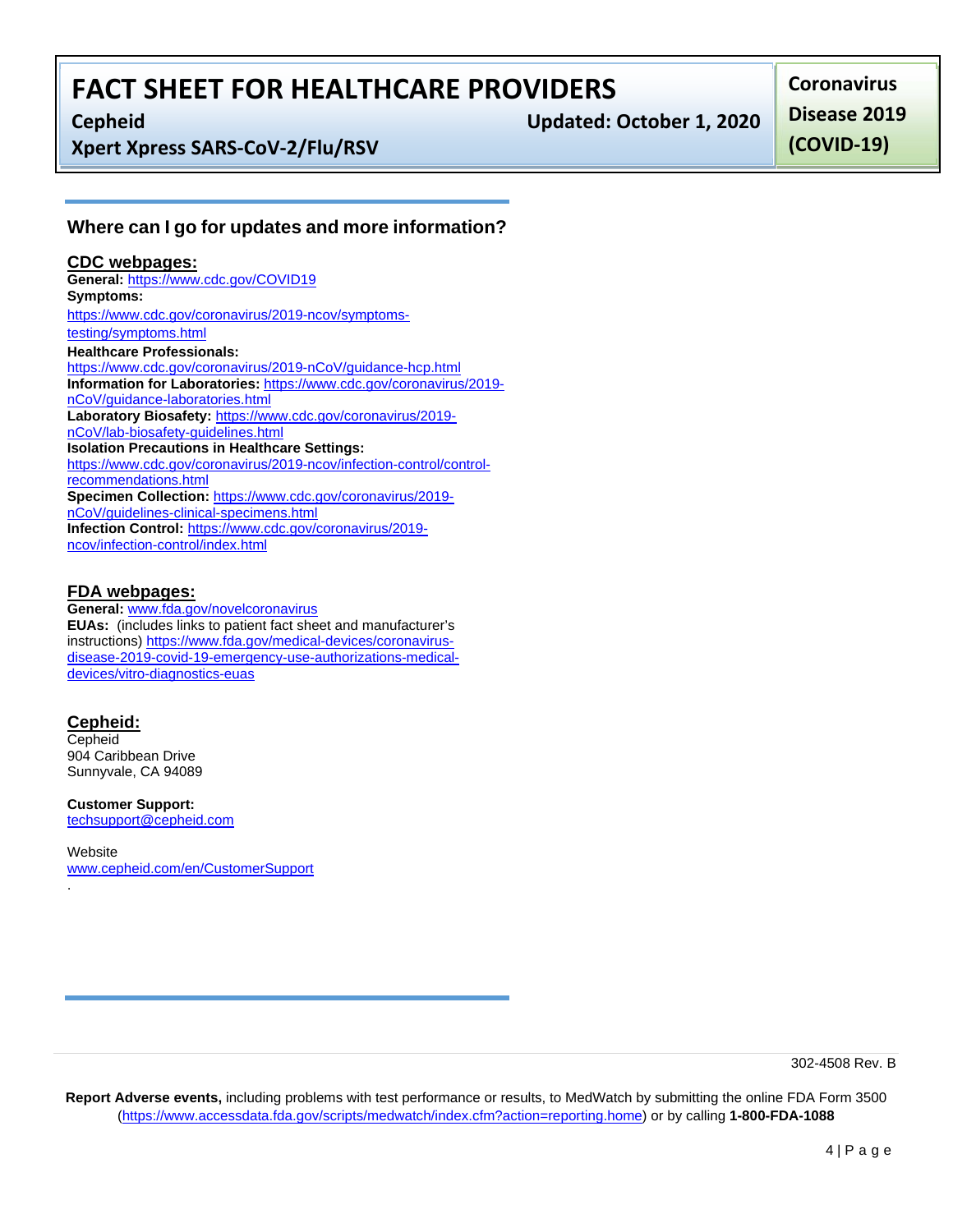## Where can I go for updates and more information?

### CDC webpages:

**General:** https://www.cdc.gov/COVID19
**Symptoms:**
https://www.cdc.gov/coronavirus/2019-ncov/symptoms-testing/symptoms.html
**Healthcare Professionals:**
https://www.cdc.gov/coronavirus/2019-nCoV/guidance-hcp.html
**Information for Laboratories:** https://www.cdc.gov/coronavirus/2019-nCoV/guidance-laboratories.html
**Laboratory Biosafety:** https://www.cdc.gov/coronavirus/2019-nCoV/lab-biosafety-guidelines.html
**Isolation Precautions in Healthcare Settings:**
https://www.cdc.gov/coronavirus/2019-ncov/infection-control/control-recommendations.html
**Specimen Collection:** https://www.cdc.gov/coronavirus/2019-nCoV/guidelines-clinical-specimens.html
**Infection Control:** https://www.cdc.gov/coronavirus/2019-ncov/infection-control/index.html

### FDA webpages:

**General:** www.fda.gov/novelcoronavirus
**EUAs:** (includes links to patient fact sheet and manufacturer's instructions) https://www.fda.gov/medical-devices/coronavirus-disease-2019-covid-19-emergency-use-authorizations-medical-devices/vitro-diagnostics-euas

### Cepheid:

Cepheid
904 Caribbean Drive
Sunnyvale, CA 94089

**Customer Support:**
techsupport@cepheid.com

Website
www.cepheid.com/en/CustomerSupport

302-4508 Rev. B

**Report Adverse events,** including problems with test performance or results, to MedWatch by submitting the online FDA Form 3500 (https://www.accessdata.fda.gov/scripts/medwatch/index.cfm?action=reporting.home) or by calling **1-800-FDA-1088**